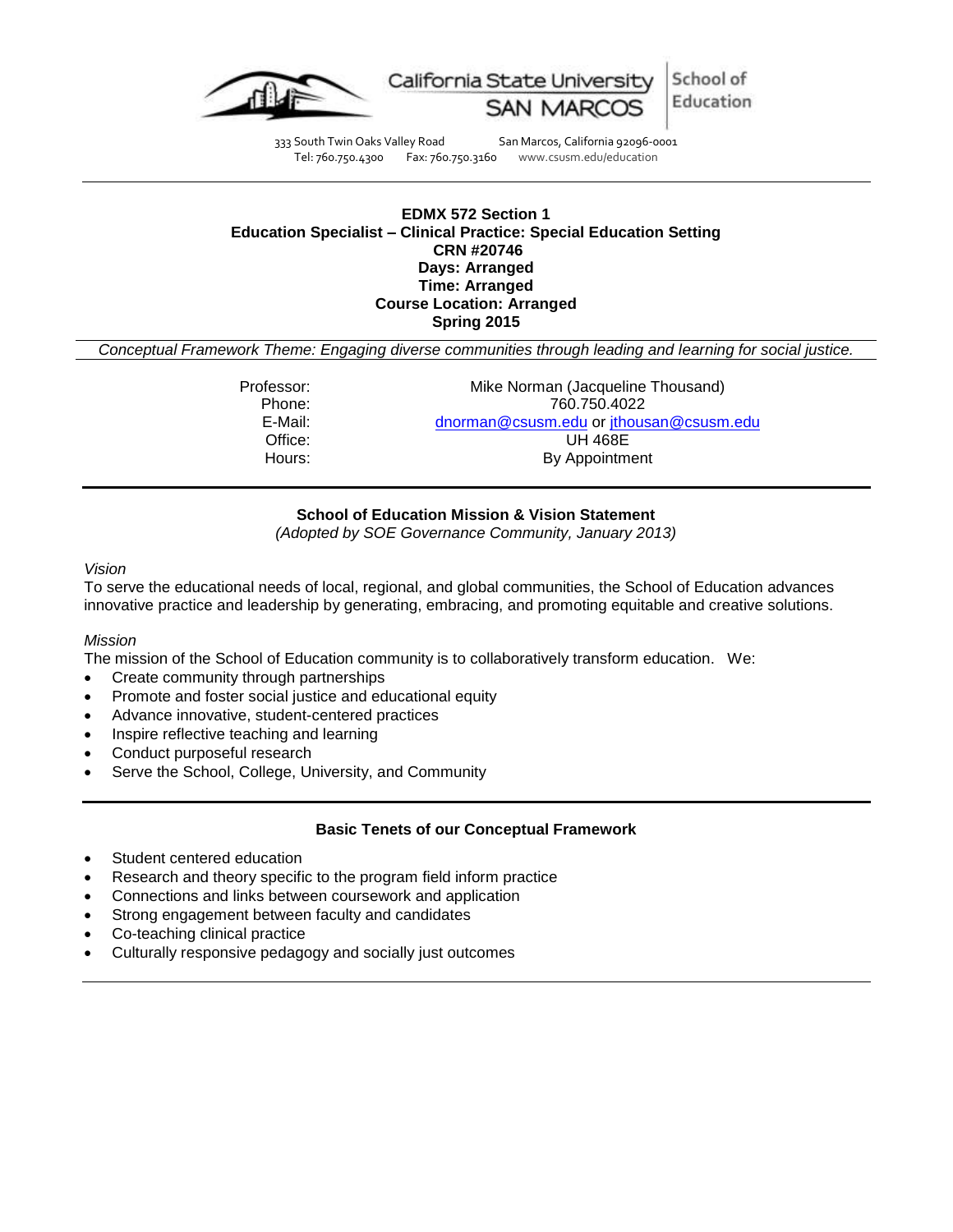California State University SAN MARCOS | School of Education

333 South Twin Oaks Valley Road San Marcos, California 92096-0001
Tel: 760.750.4300 Fax: 760.750.3160 www.csusm.edu/education

---

**EDMX 572 Section 1**
**Education Specialist – Clinical Practice: Special Education Setting**
**CRN #20746**
**Days: Arranged**
**Time: Arranged**
**Course Location: Arranged**
**Spring 2015**

*Conceptual Framework Theme: Engaging diverse communities through leading and learning for social justice.*

| | |
|---|---|
| Professor: | Mike Norman (Jacqueline Thousand) |
| Phone: | 760.750.4022 |
| E-Mail: | dnorman@csusm.edu or jthousan@csusm.edu |
| Office: | UH 468E |
| Hours: | By Appointment |

---

**School of Education Mission & Vision Statement**
*(Adopted by SOE Governance Community, January 2013)*

*Vision*
To serve the educational needs of local, regional, and global communities, the School of Education advances innovative practice and leadership by generating, embracing, and promoting equitable and creative solutions.

*Mission*
The mission of the School of Education community is to collaboratively transform education. We:

- Create community through partnerships
- Promote and foster social justice and educational equity
- Advance innovative, student-centered practices
- Inspire reflective teaching and learning
- Conduct purposeful research
- Serve the School, College, University, and Community

---

**Basic Tenets of our Conceptual Framework**

- Student centered education
- Research and theory specific to the program field inform practice
- Connections and links between coursework and application
- Strong engagement between faculty and candidates
- Co-teaching clinical practice
- Culturally responsive pedagogy and socially just outcomes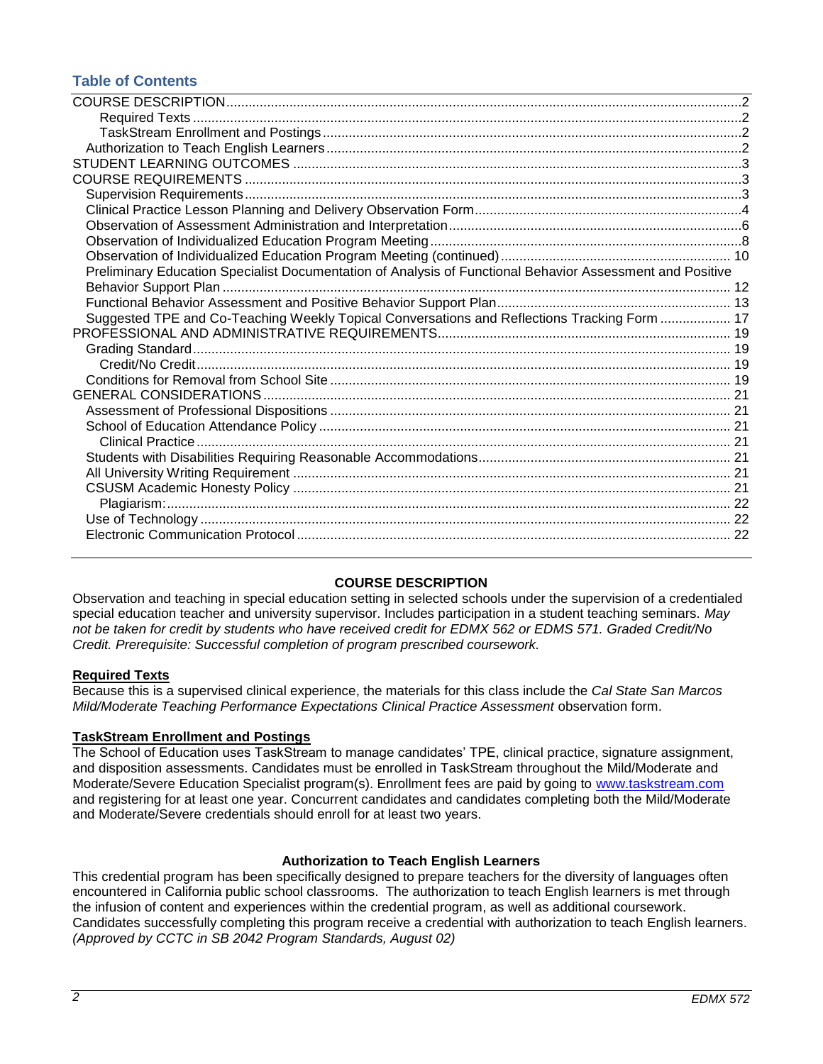## Table of Contents

- COURSE DESCRIPTION ... 2
  - Required Texts ... 2
  - TaskStream Enrollment and Postings ... 2
  - Authorization to Teach English Learners ... 2
- STUDENT LEARNING OUTCOMES ... 3
- COURSE REQUIREMENTS ... 3
  - Supervision Requirements ... 3
  - Clinical Practice Lesson Planning and Delivery Observation Form ... 4
  - Observation of Assessment Administration and Interpretation ... 6
  - Observation of Individualized Education Program Meeting ... 8
  - Observation of Individualized Education Program Meeting (continued) ... 10
  - Preliminary Education Specialist Documentation of Analysis of Functional Behavior Assessment and Positive Behavior Support Plan ... 12
  - Functional Behavior Assessment and Positive Behavior Support Plan ... 13
  - Suggested TPE and Co-Teaching Weekly Topical Conversations and Reflections Tracking Form ... 17
- PROFESSIONAL AND ADMINISTRATIVE REQUIREMENTS ... 19
  - Grading Standard ... 19
    - Credit/No Credit ... 19
  - Conditions for Removal from School Site ... 19
- GENERAL CONSIDERATIONS ... 21
  - Assessment of Professional Dispositions ... 21
  - School of Education Attendance Policy ... 21
    - Clinical Practice ... 21
  - Students with Disabilities Requiring Reasonable Accommodations ... 21
  - All University Writing Requirement ... 21
  - CSUSM Academic Honesty Policy ... 21
    - Plagiarism: ... 22
  - Use of Technology ... 22
  - Electronic Communication Protocol ... 22

## COURSE DESCRIPTION

Observation and teaching in special education setting in selected schools under the supervision of a credentialed special education teacher and university supervisor. Includes participation in a student teaching seminars. *May not be taken for credit by students who have received credit for EDMX 562 or EDMS 571. Graded Credit/No Credit. Prerequisite: Successful completion of program prescribed coursework.*

### Required Texts

Because this is a supervised clinical experience, the materials for this class include the *Cal State San Marcos Mild/Moderate Teaching Performance Expectations Clinical Practice Assessment* observation form.

### TaskStream Enrollment and Postings

The School of Education uses TaskStream to manage candidates' TPE, clinical practice, signature assignment, and disposition assessments. Candidates must be enrolled in TaskStream throughout the Mild/Moderate and Moderate/Severe Education Specialist program(s). Enrollment fees are paid by going to www.taskstream.com and registering for at least one year. Concurrent candidates and candidates completing both the Mild/Moderate and Moderate/Severe credentials should enroll for at least two years.

### Authorization to Teach English Learners

This credential program has been specifically designed to prepare teachers for the diversity of languages often encountered in California public school classrooms. The authorization to teach English learners is met through the infusion of content and experiences within the credential program, as well as additional coursework. Candidates successfully completing this program receive a credential with authorization to teach English learners. *(Approved by CCTC in SB 2042 Program Standards, August 02)*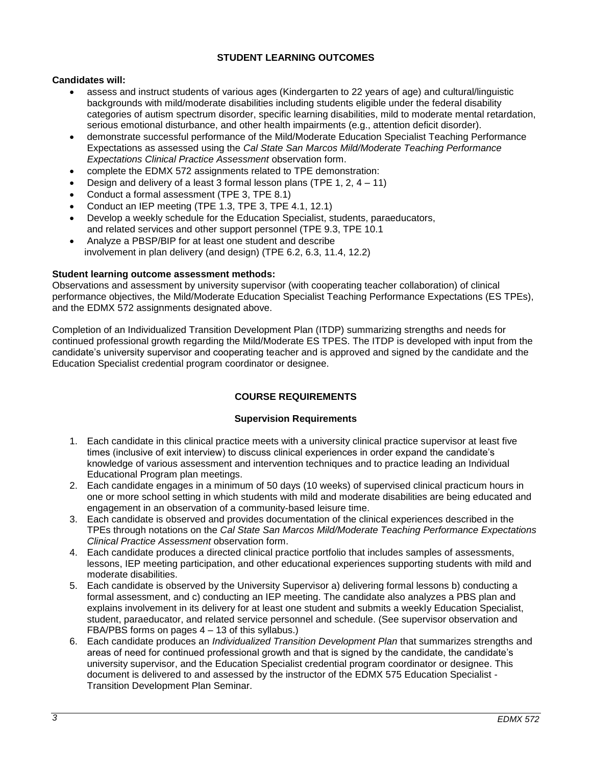## STUDENT LEARNING OUTCOMES

**Candidates will:**

- assess and instruct students of various ages (Kindergarten to 22 years of age) and cultural/linguistic backgrounds with mild/moderate disabilities including students eligible under the federal disability categories of autism spectrum disorder, specific learning disabilities, mild to moderate mental retardation, serious emotional disturbance, and other health impairments (e.g., attention deficit disorder).
- demonstrate successful performance of the Mild/Moderate Education Specialist Teaching Performance Expectations as assessed using the *Cal State San Marcos Mild/Moderate Teaching Performance Expectations Clinical Practice Assessment* observation form.
- complete the EDMX 572 assignments related to TPE demonstration:
- Design and delivery of a least 3 formal lesson plans (TPE 1, 2, 4 – 11)
- Conduct a formal assessment (TPE 3, TPE 8.1)
- Conduct an IEP meeting (TPE 1.3, TPE 3, TPE 4.1, 12.1)
- Develop a weekly schedule for the Education Specialist, students, paraeducators, and related services and other support personnel (TPE 9.3, TPE 10.1
- Analyze a PBSP/BIP for at least one student and describe involvement in plan delivery (and design) (TPE 6.2, 6.3, 11.4, 12.2)

**Student learning outcome assessment methods:**
Observations and assessment by university supervisor (with cooperating teacher collaboration) of clinical performance objectives, the Mild/Moderate Education Specialist Teaching Performance Expectations (ES TPEs), and the EDMX 572 assignments designated above.

Completion of an Individualized Transition Development Plan (ITDP) summarizing strengths and needs for continued professional growth regarding the Mild/Moderate ES TPES. The ITDP is developed with input from the candidate's university supervisor and cooperating teacher and is approved and signed by the candidate and the Education Specialist credential program coordinator or designee.

## COURSE REQUIREMENTS

### Supervision Requirements

1. Each candidate in this clinical practice meets with a university clinical practice supervisor at least five times (inclusive of exit interview) to discuss clinical experiences in order expand the candidate's knowledge of various assessment and intervention techniques and to practice leading an Individual Educational Program plan meetings.
2. Each candidate engages in a minimum of 50 days (10 weeks) of supervised clinical practicum hours in one or more school setting in which students with mild and moderate disabilities are being educated and engagement in an observation of a community-based leisure time.
3. Each candidate is observed and provides documentation of the clinical experiences described in the TPEs through notations on the *Cal State San Marcos Mild/Moderate Teaching Performance Expectations Clinical Practice Assessment* observation form.
4. Each candidate produces a directed clinical practice portfolio that includes samples of assessments, lessons, IEP meeting participation, and other educational experiences supporting students with mild and moderate disabilities.
5. Each candidate is observed by the University Supervisor a) delivering formal lessons b) conducting a formal assessment, and c) conducting an IEP meeting. The candidate also analyzes a PBS plan and explains involvement in its delivery for at least one student and submits a weekly Education Specialist, student, paraeducator, and related service personnel and schedule. (See supervisor observation and FBA/PBS forms on pages 4 – 13 of this syllabus.)
6. Each candidate produces an *Individualized Transition Development Plan* that summarizes strengths and areas of need for continued professional growth and that is signed by the candidate, the candidate's university supervisor, and the Education Specialist credential program coordinator or designee. This document is delivered to and assessed by the instructor of the EDMX 575 Education Specialist - Transition Development Plan Seminar.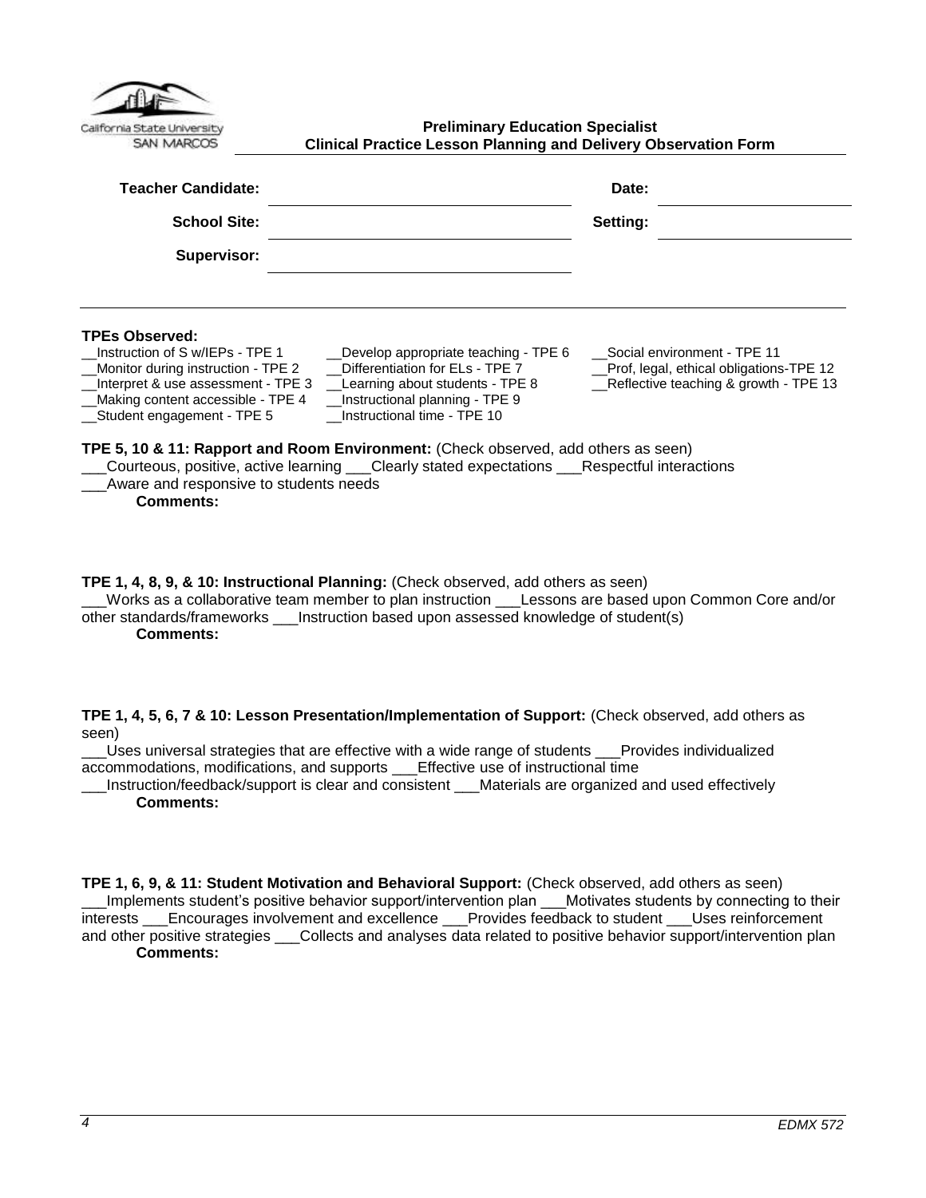California State University SAN MARCOS

**Preliminary Education Specialist**
**Clinical Practice Lesson Planning and Delivery Observation Form**

| | | | |
|---|---|---|---|
| **Teacher Candidate:** | | **Date:** | |
| **School Site:** | | **Setting:** | |
| **Supervisor:** | | | |

**TPEs Observed:**

| | | |
|---|---|---|
| __Instruction of S w/IEPs - TPE 1 | __Develop appropriate teaching - TPE 6 | __Social environment - TPE 11 |
| __Monitor during instruction - TPE 2 | __Differentiation for ELs - TPE 7 | __Prof, legal, ethical obligations-TPE 12 |
| __Interpret & use assessment - TPE 3 | __Learning about students - TPE 8 | __Reflective teaching & growth - TPE 13 |
| __Making content accessible - TPE 4 | __Instructional planning - TPE 9 | |
| __Student engagement - TPE 5 | __Instructional time - TPE 10 | |

**TPE 5, 10 & 11: Rapport and Room Environment:** (Check observed, add others as seen)
___Courteous, positive, active learning ___Clearly stated expectations ___Respectful interactions
___Aware and responsive to students needs

**Comments:**

**TPE 1, 4, 8, 9, & 10: Instructional Planning:** (Check observed, add others as seen)
___Works as a collaborative team member to plan instruction ___Lessons are based upon Common Core and/or other standards/frameworks ___Instruction based upon assessed knowledge of student(s)

**Comments:**

**TPE 1, 4, 5, 6, 7 & 10: Lesson Presentation/Implementation of Support:** (Check observed, add others as seen)
___Uses universal strategies that are effective with a wide range of students ___Provides individualized accommodations, modifications, and supports ___Effective use of instructional time
___Instruction/feedback/support is clear and consistent ___Materials are organized and used effectively

**Comments:**

**TPE 1, 6, 9, & 11: Student Motivation and Behavioral Support:** (Check observed, add others as seen)
___Implements student's positive behavior support/intervention plan ___Motivates students by connecting to their interests ___Encourages involvement and excellence ___Provides feedback to student ___Uses reinforcement and other positive strategies ___Collects and analyses data related to positive behavior support/intervention plan

**Comments:**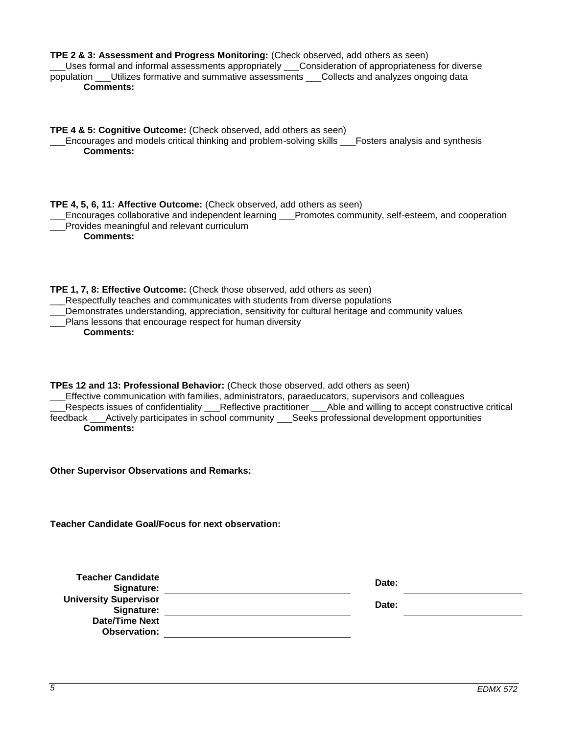**TPE 2 & 3: Assessment and Progress Monitoring:** (Check observed, add others as seen)
___Uses formal and informal assessments appropriately ___Consideration of appropriateness for diverse population ___Utilizes formative and summative assessments ___Collects and analyzes ongoing data
**Comments:**

**TPE 4 & 5: Cognitive Outcome:** (Check observed, add others as seen)
___Encourages and models critical thinking and problem-solving skills ___Fosters analysis and synthesis
**Comments:**

**TPE 4, 5, 6, 11: Affective Outcome:** (Check observed, add others as seen)
___Encourages collaborative and independent learning ___Promotes community, self-esteem, and cooperation
___Provides meaningful and relevant curriculum
**Comments:**

**TPE 1, 7, 8: Effective Outcome:** (Check those observed, add others as seen)
___Respectfully teaches and communicates with students from diverse populations
___Demonstrates understanding, appreciation, sensitivity for cultural heritage and community values
___Plans lessons that encourage respect for human diversity
**Comments:**

**TPEs 12 and 13: Professional Behavior:** (Check those observed, add others as seen)
___Effective communication with families, administrators, paraeducators, supervisors and colleagues
___Respects issues of confidentiality ___Reflective practitioner ___Able and willing to accept constructive critical feedback ___Actively participates in school community ___Seeks professional development opportunities
**Comments:**

**Other Supervisor Observations and Remarks:**

**Teacher Candidate Goal/Focus for next observation:**

| | | | |
|---|---|---|---|
| **Teacher Candidate Signature:** | ____________________ | **Date:** | ____________________ |
| **University Supervisor Signature:** | ____________________ | **Date:** | ____________________ |
| **Date/Time Next Observation:** | ____________________ | | |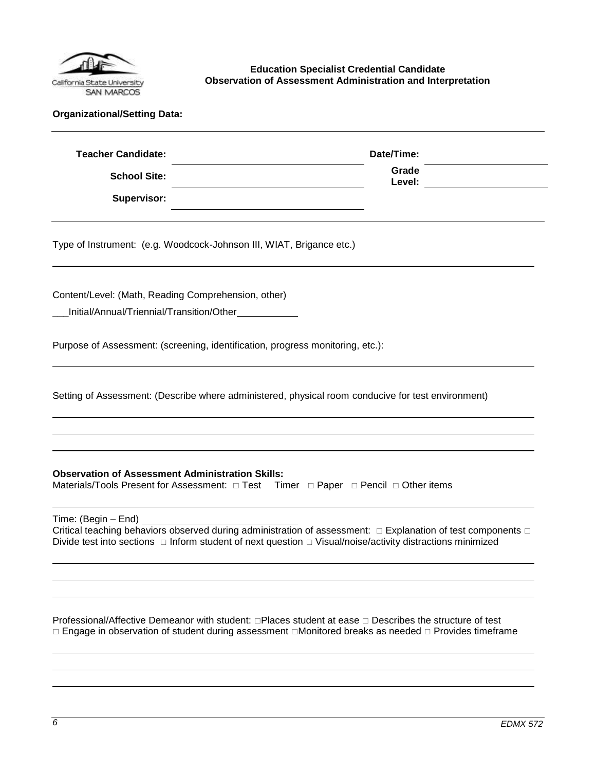**Education Specialist Credential Candidate**
**Observation of Assessment Administration and Interpretation**

**Organizational/Setting Data:**

| | | | |
|---|---|---|---|
| **Teacher Candidate:** | | **Date/Time:** | |
| **School Site:** | | **Grade Level:** | |
| **Supervisor:** | | | |

Type of Instrument: (e.g. Woodcock-Johnson III, WIAT, Brigance etc.)

Content/Level: (Math, Reading Comprehension, other)

___Initial/Annual/Triennial/Transition/Other___________

Purpose of Assessment: (screening, identification, progress monitoring, etc.):

Setting of Assessment: (Describe where administered, physical room conducive for test environment)

**Observation of Assessment Administration Skills:**

Materials/Tools Present for Assessment: □ Test Timer □ Paper □ Pencil □ Other items

Time: (Begin – End) ____________________________

Critical teaching behaviors observed during administration of assessment: □ Explanation of test components □ Divide test into sections □ Inform student of next question □ Visual/noise/activity distractions minimized

Professional/Affective Demeanor with student: □Places student at ease □ Describes the structure of test □ Engage in observation of student during assessment □Monitored breaks as needed □ Provides timeframe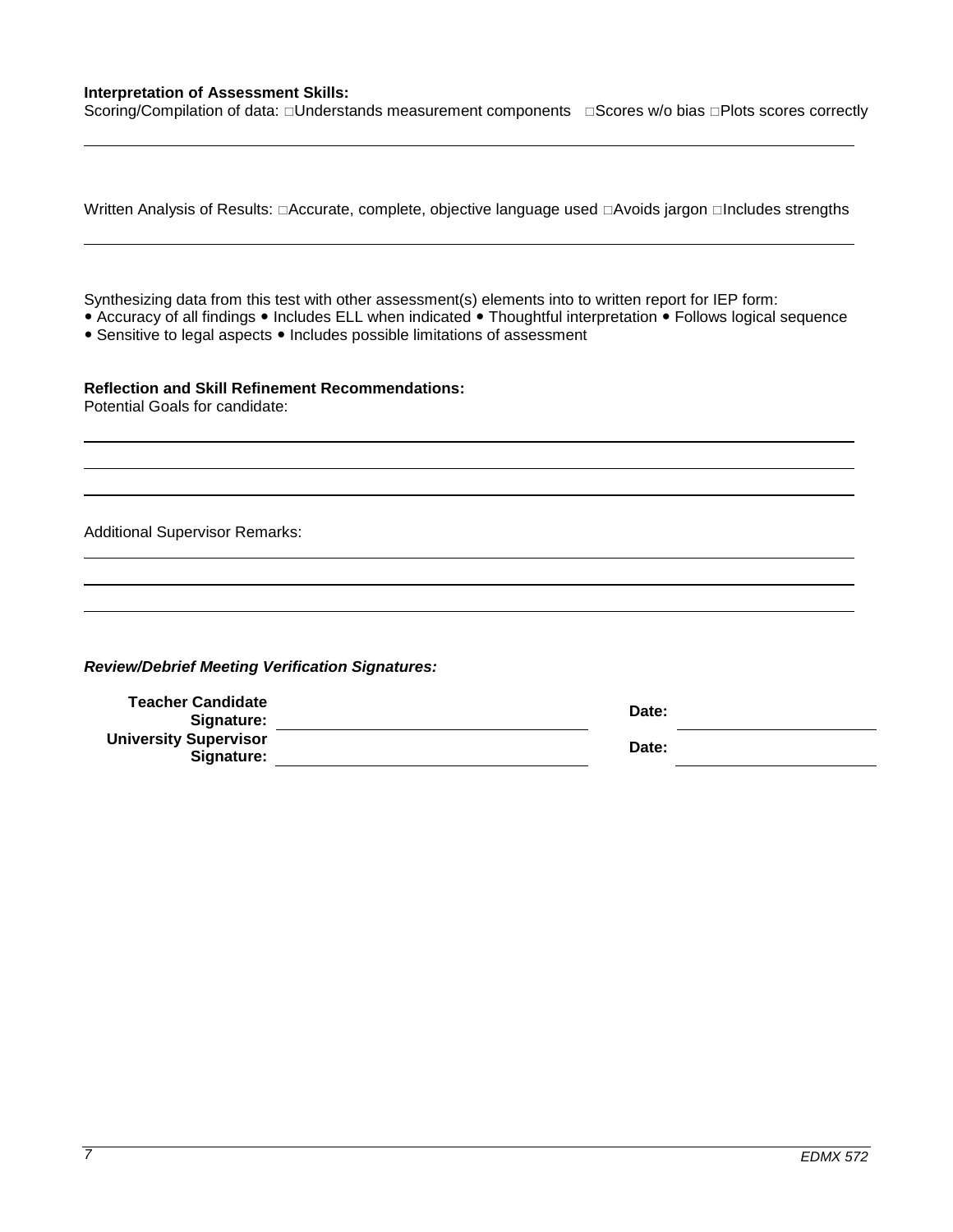**Interpretation of Assessment Skills:**

Scoring/Compilation of data: □Understands measurement components □Scores w/o bias □Plots scores correctly

Written Analysis of Results: □Accurate, complete, objective language used □Avoids jargon □Includes strengths

Synthesizing data from this test with other assessment(s) elements into to written report for IEP form:

- Accuracy of all findings • Includes ELL when indicated • Thoughtful interpretation • Follows logical sequence
- Sensitive to legal aspects • Includes possible limitations of assessment

**Reflection and Skill Refinement Recommendations:**

Potential Goals for candidate:

Additional Supervisor Remarks:

***Review/Debrief Meeting Verification Signatures:***

| | | | |
|---|---|---|---|
| **Teacher Candidate Signature:** | | **Date:** | |
| **University Supervisor Signature:** | | **Date:** | |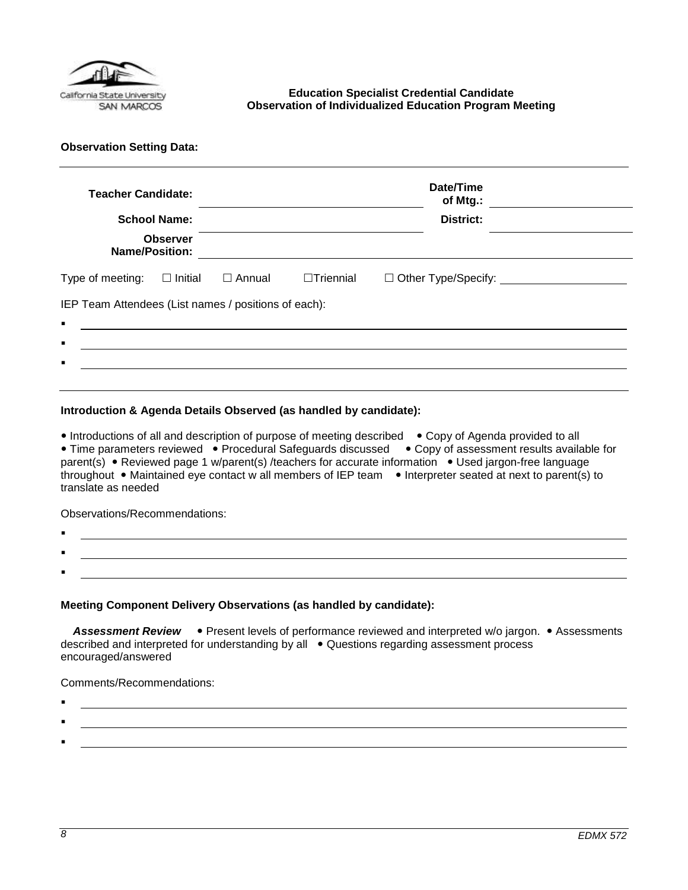**Education Specialist Credential Candidate**
**Observation of Individualized Education Program Meeting**

**Observation Setting Data:**

| | | | |
|---|---|---|---|
| **Teacher Candidate:** | | **Date/Time of Mtg.:** | |
| **School Name:** | | **District:** | |
| **Observer Name/Position:** | | | |

Type of meeting: ☐ Initial ☐ Annual ☐Triennial ☐ Other Type/Specify: ____________

IEP Team Attendees (List names / positions of each):

- ____________
- ____________
- ____________

**Introduction & Agenda Details Observed (as handled by candidate):**

• Introductions of all and description of purpose of meeting described • Copy of Agenda provided to all • Time parameters reviewed • Procedural Safeguards discussed • Copy of assessment results available for parent(s) • Reviewed page 1 w/parent(s) /teachers for accurate information • Used jargon-free language throughout • Maintained eye contact w all members of IEP team • Interpreter seated at next to parent(s) to translate as needed

Observations/Recommendations:

- ____________
- ____________
- ____________

**Meeting Component Delivery Observations (as handled by candidate):**

***Assessment Review*** • Present levels of performance reviewed and interpreted w/o jargon. • Assessments described and interpreted for understanding by all • Questions regarding assessment process encouraged/answered

Comments/Recommendations:

- ____________
- ____________
- ____________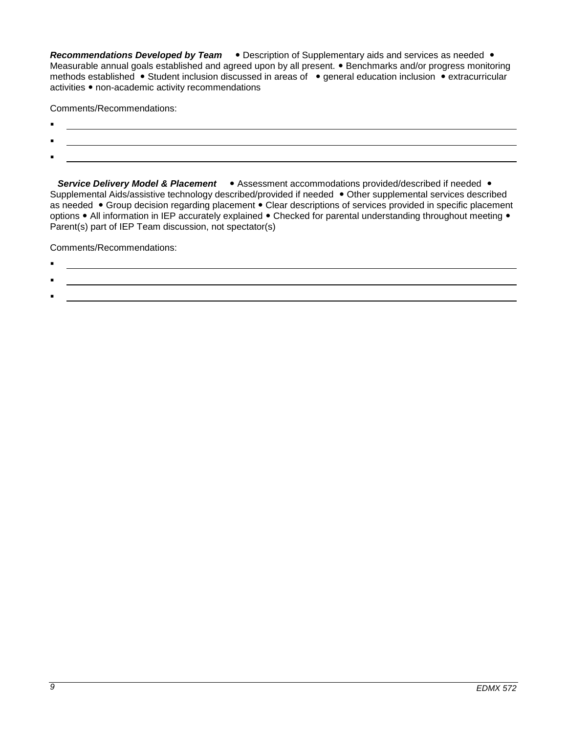***Recommendations Developed by Team*** • Description of Supplementary aids and services as needed • Measurable annual goals established and agreed upon by all present. • Benchmarks and/or progress monitoring methods established • Student inclusion discussed in areas of • general education inclusion • extracurricular activities • non-academic activity recommendations

Comments/Recommendations:

- ______________________________
- ______________________________
- ______________________________

***Service Delivery Model & Placement*** • Assessment accommodations provided/described if needed • Supplemental Aids/assistive technology described/provided if needed • Other supplemental services described as needed • Group decision regarding placement • Clear descriptions of services provided in specific placement options • All information in IEP accurately explained • Checked for parental understanding throughout meeting • Parent(s) part of IEP Team discussion, not spectator(s)

Comments/Recommendations:

- ______________________________
- ______________________________
- ______________________________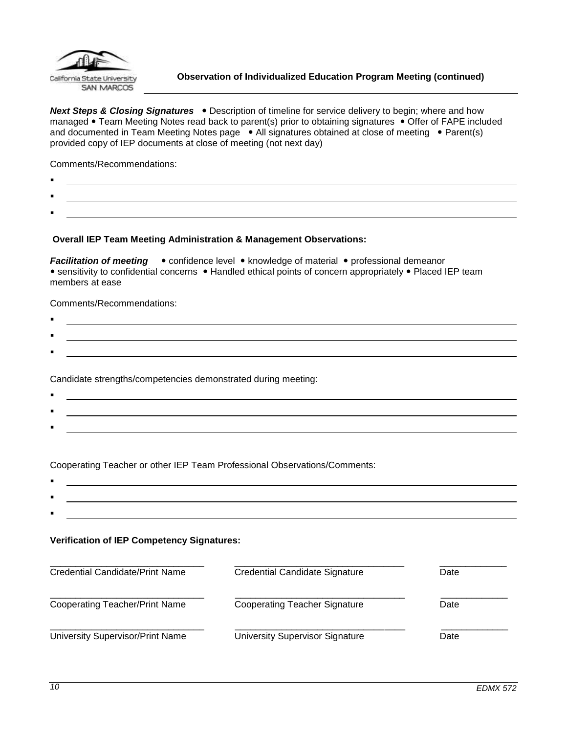**Observation of Individualized Education Program Meeting (continued)**

***Next Steps & Closing Signatures*** • Description of timeline for service delivery to begin; where and how managed • Team Meeting Notes read back to parent(s) prior to obtaining signatures • Offer of FAPE included and documented in Team Meeting Notes page • All signatures obtained at close of meeting • Parent(s) provided copy of IEP documents at close of meeting (not next day)

Comments/Recommendations:

- \_\_\_\_\_\_\_\_\_\_\_\_\_\_\_\_\_\_\_\_\_\_\_\_\_\_\_\_\_\_\_\_\_\_\_\_\_\_\_\_
- \_\_\_\_\_\_\_\_\_\_\_\_\_\_\_\_\_\_\_\_\_\_\_\_\_\_\_\_\_\_\_\_\_\_\_\_\_\_\_\_
- \_\_\_\_\_\_\_\_\_\_\_\_\_\_\_\_\_\_\_\_\_\_\_\_\_\_\_\_\_\_\_\_\_\_\_\_\_\_\_\_

**Overall IEP Team Meeting Administration & Management Observations:**

***Facilitation of meeting*** • confidence level • knowledge of material • professional demeanor • sensitivity to confidential concerns • Handled ethical points of concern appropriately • Placed IEP team members at ease

Comments/Recommendations:

- \_\_\_\_\_\_\_\_\_\_\_\_\_\_\_\_\_\_\_\_\_\_\_\_\_\_\_\_\_\_\_\_\_\_\_\_\_\_\_\_
- \_\_\_\_\_\_\_\_\_\_\_\_\_\_\_\_\_\_\_\_\_\_\_\_\_\_\_\_\_\_\_\_\_\_\_\_\_\_\_\_
- \_\_\_\_\_\_\_\_\_\_\_\_\_\_\_\_\_\_\_\_\_\_\_\_\_\_\_\_\_\_\_\_\_\_\_\_\_\_\_\_

Candidate strengths/competencies demonstrated during meeting:

- \_\_\_\_\_\_\_\_\_\_\_\_\_\_\_\_\_\_\_\_\_\_\_\_\_\_\_\_\_\_\_\_\_\_\_\_\_\_\_\_
- \_\_\_\_\_\_\_\_\_\_\_\_\_\_\_\_\_\_\_\_\_\_\_\_\_\_\_\_\_\_\_\_\_\_\_\_\_\_\_\_
- \_\_\_\_\_\_\_\_\_\_\_\_\_\_\_\_\_\_\_\_\_\_\_\_\_\_\_\_\_\_\_\_\_\_\_\_\_\_\_\_

Cooperating Teacher or other IEP Team Professional Observations/Comments:

- \_\_\_\_\_\_\_\_\_\_\_\_\_\_\_\_\_\_\_\_\_\_\_\_\_\_\_\_\_\_\_\_\_\_\_\_\_\_\_\_
- \_\_\_\_\_\_\_\_\_\_\_\_\_\_\_\_\_\_\_\_\_\_\_\_\_\_\_\_\_\_\_\_\_\_\_\_\_\_\_\_
- \_\_\_\_\_\_\_\_\_\_\_\_\_\_\_\_\_\_\_\_\_\_\_\_\_\_\_\_\_\_\_\_\_\_\_\_\_\_\_\_

**Verification of IEP Competency Signatures:**

| | | |
|---|---|---|
| \_\_\_\_\_\_\_\_\_\_\_\_\_\_\_\_\_\_\_\_ | \_\_\_\_\_\_\_\_\_\_\_\_\_\_\_\_\_\_\_\_ | \_\_\_\_\_\_\_\_ |
| Credential Candidate/Print Name | Credential Candidate Signature | Date |
| \_\_\_\_\_\_\_\_\_\_\_\_\_\_\_\_\_\_\_\_ | \_\_\_\_\_\_\_\_\_\_\_\_\_\_\_\_\_\_\_\_ | \_\_\_\_\_\_\_\_ |
| Cooperating Teacher/Print Name | Cooperating Teacher Signature | Date |
| \_\_\_\_\_\_\_\_\_\_\_\_\_\_\_\_\_\_\_\_ | \_\_\_\_\_\_\_\_\_\_\_\_\_\_\_\_\_\_\_\_ | \_\_\_\_\_\_\_\_ |
| University Supervisor/Print Name | University Supervisor Signature | Date |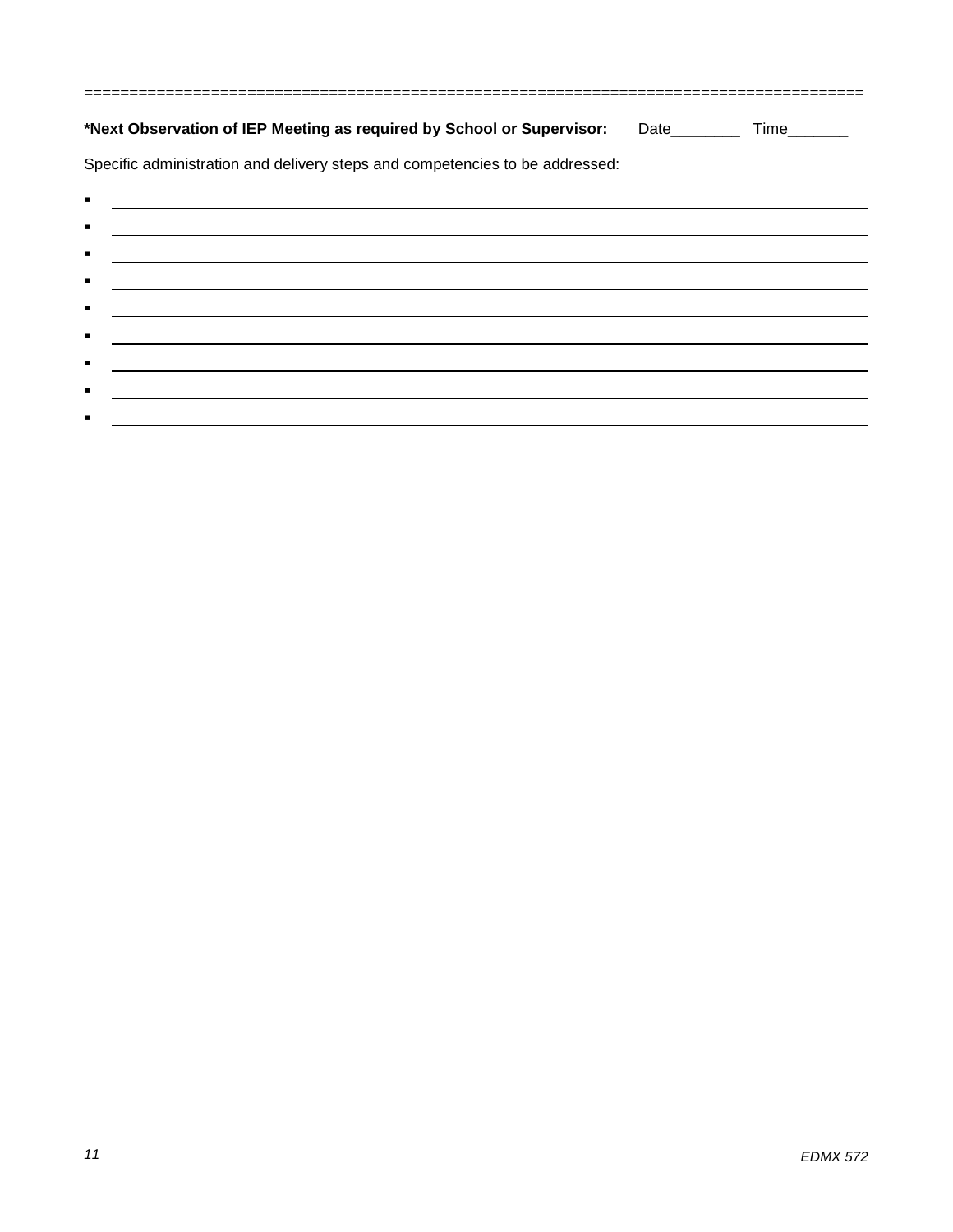====================================================================================

**\*Next Observation of IEP Meeting as required by School or Supervisor:** Date________ Time_______

Specific administration and delivery steps and competencies to be addressed:

- ______________________________________________________________________________
- ______________________________________________________________________________
- ______________________________________________________________________________
- ______________________________________________________________________________
- ______________________________________________________________________________
- ______________________________________________________________________________
- ______________________________________________________________________________
- ______________________________________________________________________________
- ______________________________________________________________________________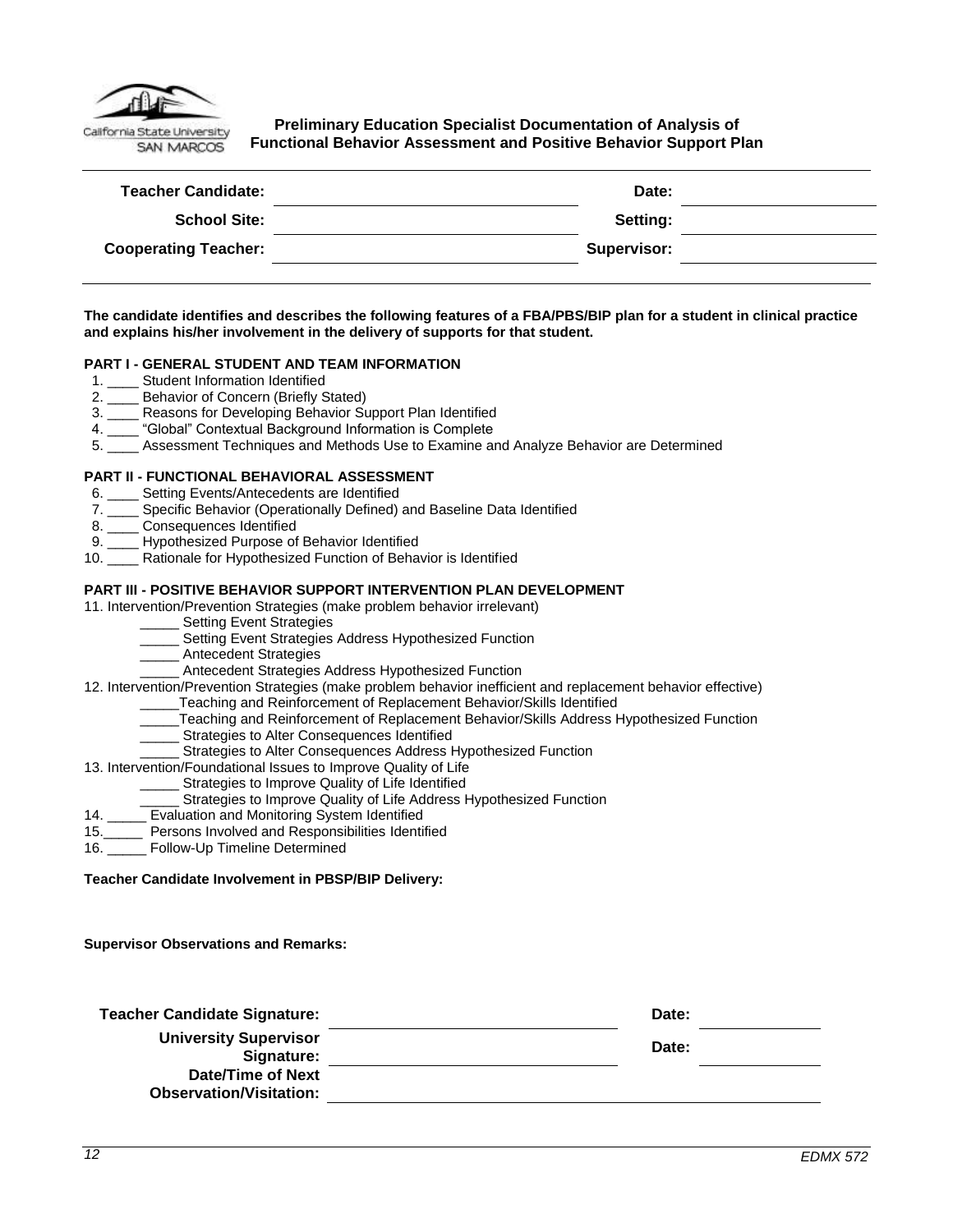California State University SAN MARCOS

**Preliminary Education Specialist Documentation of Analysis of Functional Behavior Assessment and Positive Behavior Support Plan**

| | | | |
|---|---|---|---|
| **Teacher Candidate:** | | **Date:** | |
| **School Site:** | | **Setting:** | |
| **Cooperating Teacher:** | | **Supervisor:** | |

**The candidate identifies and describes the following features of a FBA/PBS/BIP plan for a student in clinical practice and explains his/her involvement in the delivery of supports for that student.**

**PART I - GENERAL STUDENT AND TEAM INFORMATION**

1. ____ Student Information Identified
2. ____ Behavior of Concern (Briefly Stated)
3. ____ Reasons for Developing Behavior Support Plan Identified
4. ____ "Global" Contextual Background Information is Complete
5. ____ Assessment Techniques and Methods Use to Examine and Analyze Behavior are Determined

**PART II - FUNCTIONAL BEHAVIORAL ASSESSMENT**

6. ____ Setting Events/Antecedents are Identified
7. ____ Specific Behavior (Operationally Defined) and Baseline Data Identified
8. ____ Consequences Identified
9. ____ Hypothesized Purpose of Behavior Identified
10. ____ Rationale for Hypothesized Function of Behavior is Identified

**PART III - POSITIVE BEHAVIOR SUPPORT INTERVENTION PLAN DEVELOPMENT**

11. Intervention/Prevention Strategies (make problem behavior irrelevant)
    - _____ Setting Event Strategies
    - _____ Setting Event Strategies Address Hypothesized Function
    - _____ Antecedent Strategies
    - _____ Antecedent Strategies Address Hypothesized Function
12. Intervention/Prevention Strategies (make problem behavior inefficient and replacement behavior effective)
    - _____Teaching and Reinforcement of Replacement Behavior/Skills Identified
    - _____Teaching and Reinforcement of Replacement Behavior/Skills Address Hypothesized Function
    - _____ Strategies to Alter Consequences Identified
    - _____ Strategies to Alter Consequences Address Hypothesized Function
13. Intervention/Foundational Issues to Improve Quality of Life
    - _____ Strategies to Improve Quality of Life Identified
    - _____ Strategies to Improve Quality of Life Address Hypothesized Function
14. _____ Evaluation and Monitoring System Identified
15. _____ Persons Involved and Responsibilities Identified
16. _____ Follow-Up Timeline Determined

**Teacher Candidate Involvement in PBSP/BIP Delivery:**

**Supervisor Observations and Remarks:**

| | | | |
|---|---|---|---|
| **Teacher Candidate Signature:** | | **Date:** | |
| **University Supervisor Signature:** | | **Date:** | |
| **Date/Time of Next Observation/Visitation:** | | | |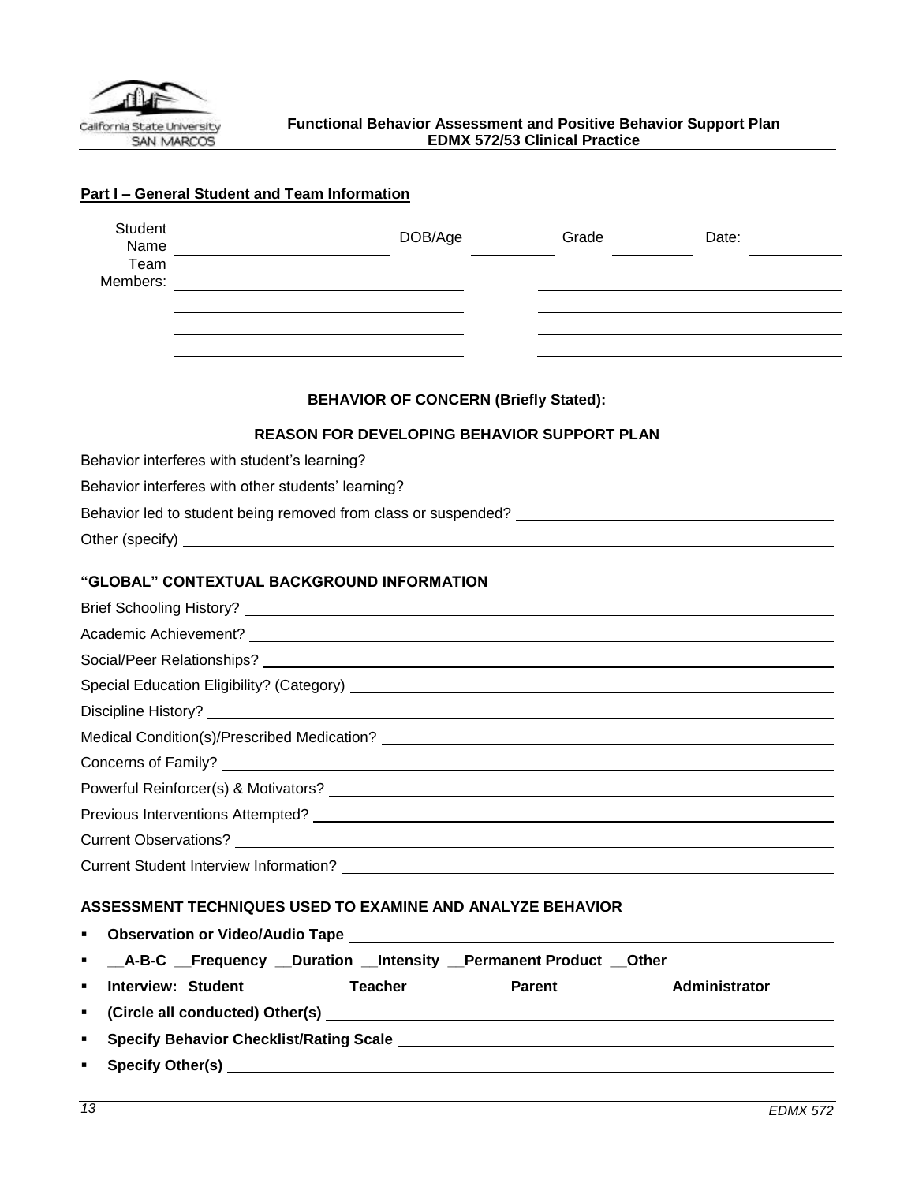California State University SAN MARCOS

**Functional Behavior Assessment and Positive Behavior Support Plan**
**EDMX 572/53 Clinical Practice**

**Part I – General Student and Team Information**

Student Name ______________________ DOB/Age __________ Grade __________ Date: __________

Team Members: ______________________ ______________________

______________________ ______________________

______________________ ______________________

______________________ ______________________

**BEHAVIOR OF CONCERN (Briefly Stated):**

**REASON FOR DEVELOPING BEHAVIOR SUPPORT PLAN**

Behavior interferes with student's learning? ______________________

Behavior interferes with other students' learning? ______________________

Behavior led to student being removed from class or suspended? ______________________

Other (specify) ______________________

**"GLOBAL" CONTEXTUAL BACKGROUND INFORMATION**

Brief Schooling History? ______________________

Academic Achievement? ______________________

Social/Peer Relationships? ______________________

Special Education Eligibility? (Category) ______________________

Discipline History? ______________________

Medical Condition(s)/Prescribed Medication? ______________________

Concerns of Family? ______________________

Powerful Reinforcer(s) & Motivators? ______________________

Previous Interventions Attempted? ______________________

Current Observations? ______________________

Current Student Interview Information? ______________________

**ASSESSMENT TECHNIQUES USED TO EXAMINE AND ANALYZE BEHAVIOR**

- **Observation or Video/Audio Tape** ______________________
- **__A-B-C __Frequency __Duration __Intensity __Permanent Product __Other**
- **Interview: Student Teacher Parent Administrator**
- **(Circle all conducted) Other(s)** ______________________
- **Specify Behavior Checklist/Rating Scale** ______________________
- **Specify Other(s)** ______________________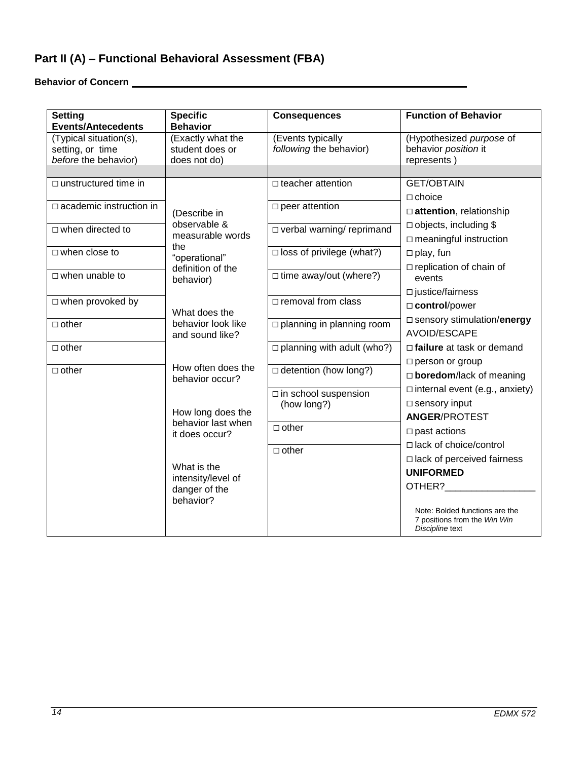## Part II (A) – Functional Behavioral Assessment (FBA)

**Behavior of Concern** ____________________________________________

| **Setting Events/Antecedents** | **Specific Behavior** | **Consequences** | **Function of Behavior** |
|---|---|---|---|
| (Typical situation(s), setting, or time *before* the behavior) | (Exactly what the student does or does not do) | (Events typically *following* the behavior) | (Hypothesized *purpose* of behavior *position* it represents ) |
| | | | |
| □ unstructured time in | (Describe in observable & measurable words the "operational" definition of the behavior) | □ teacher attention | GET/OBTAIN |
| □ academic instruction in | | □ peer attention | □ choice |
| □ when directed to | | □ verbal warning/ reprimand | □ **attention**, relationship |
| □ when close to | What does the behavior look like and sound like? | □ loss of privilege (what?) | □ objects, including $ |
| □ when unable to | | □ time away/out (where?) | □ meaningful instruction |
| □ when provoked by | | □ removal from class | □ play, fun |
| □ other | How often does the behavior occur? | □ planning in planning room | □ replication of chain of events |
| □ other | | □ planning with adult (who?) | □ justice/fairness |
| □ other | How long does the behavior last when it does occur? | □ detention (how long?) | □ **control**/power |
| | | □ in school suspension (how long?) | □ sensory stimulation/**energy** |
| | What is the intensity/level of danger of the behavior? | □ other | AVOID/ESCAPE |
| | | □ other | □ **failure** at task or demand |
| | | | □ person or group |
| | | | □ **boredom**/lack of meaning |
| | | | □ internal event (e.g., anxiety) |
| | | | □ sensory input |
| | | | **ANGER**/PROTEST |
| | | | □ past actions |
| | | | □ lack of choice/control |
| | | | □ lack of perceived fairness |
| | | | **UNIFORMED** |
| | | | OTHER?________________ |
| | | | Note: Bolded functions are the 7 positions from the *Win Win Discipline* text |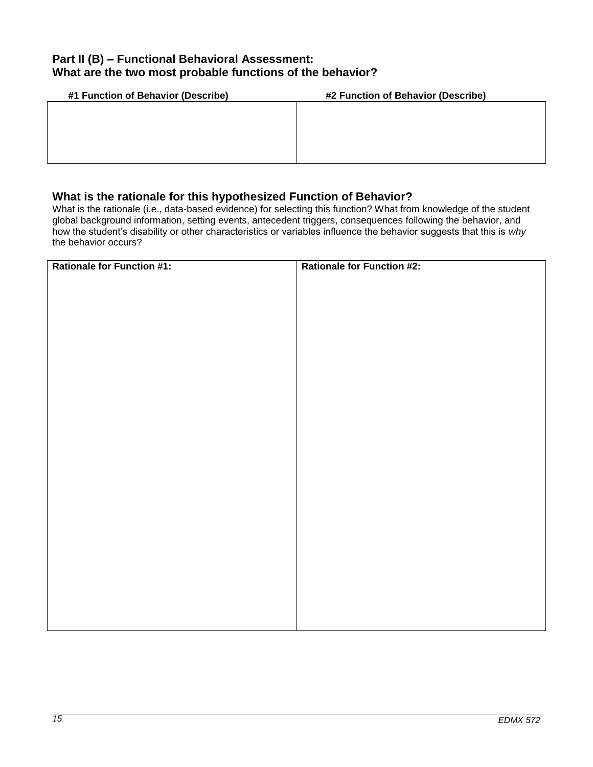### Part II (B) – Functional Behavioral Assessment:
### What are the two most probable functions of the behavior?

| #1 Function of Behavior (Describe) | #2 Function of Behavior (Describe) |
| --- | --- |
| | |

### What is the rationale for this hypothesized Function of Behavior?

What is the rationale (i.e., data-based evidence) for selecting this function? What from knowledge of the student global background information, setting events, antecedent triggers, consequences following the behavior, and how the student's disability or other characteristics or variables influence the behavior suggests that this is *why* the behavior occurs?

| **Rationale for Function #1:** | **Rationale for Function #2:** |
| --- | --- |
| | |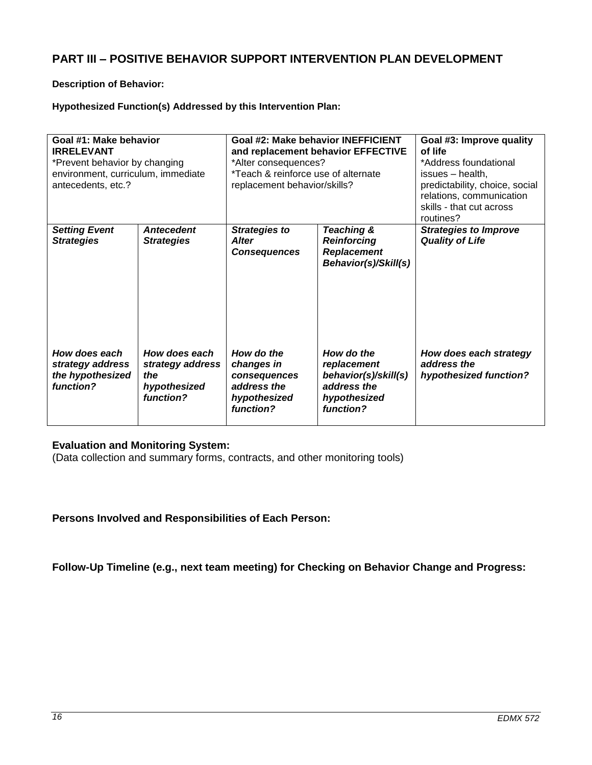## PART III – POSITIVE BEHAVIOR SUPPORT INTERVENTION PLAN DEVELOPMENT

**Description of Behavior:**

**Hypothesized Function(s) Addressed by this Intervention Plan:**

| **Goal #1: Make behavior IRRELEVANT**<br>*Prevent behavior by changing environment, curriculum, immediate antecedents, etc.? | | **Goal #2: Make behavior INEFFICIENT and replacement behavior EFFECTIVE**<br>*Alter consequences?<br>*Teach & reinforce use of alternate replacement behavior/skills? | | **Goal #3: Improve quality of life**<br>*Address foundational issues – health, predictability, choice, social relations, communication skills - that cut across routines? |
|---|---|---|---|---|
| ***Setting Event Strategies*** | ***Antecedent Strategies*** | ***Strategies to Alter Consequences*** | ***Teaching & Reinforcing Replacement Behavior(s)/Skill(s)*** | ***Strategies to Improve Quality of Life*** |
| ***How does each strategy address the hypothesized function?*** | ***How does each strategy address the hypothesized function?*** | ***How do the changes in consequences address the hypothesized function?*** | ***How do the replacement behavior(s)/skill(s) address the hypothesized function?*** | ***How does each strategy address the hypothesized function?*** |

**Evaluation and Monitoring System:**
(Data collection and summary forms, contracts, and other monitoring tools)

**Persons Involved and Responsibilities of Each Person:**

**Follow-Up Timeline (e.g., next team meeting) for Checking on Behavior Change and Progress:**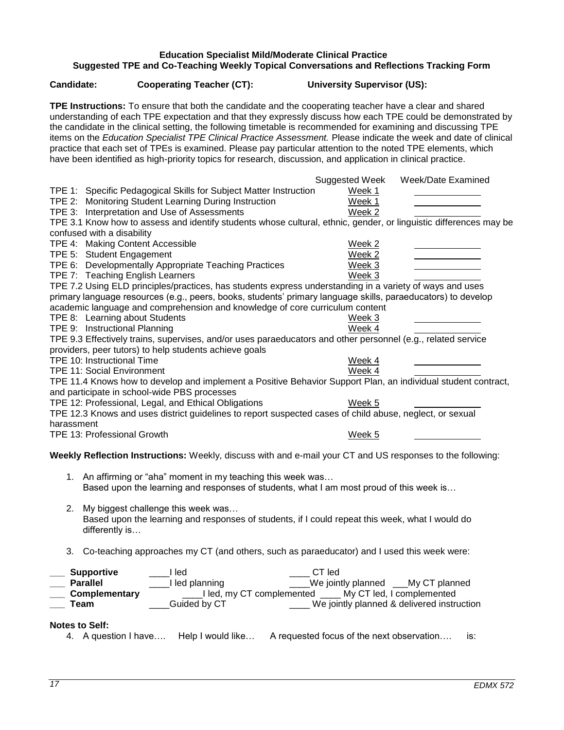**Education Specialist Mild/Moderate Clinical Practice**
**Suggested TPE and Co-Teaching Weekly Topical Conversations and Reflections Tracking Form**

**Candidate:** **Cooperating Teacher (CT):** **University Supervisor (US):**

**TPE Instructions:** To ensure that both the candidate and the cooperating teacher have a clear and shared understanding of each TPE expectation and that they expressly discuss how each TPE could be demonstrated by the candidate in the clinical setting, the following timetable is recommended for examining and discussing TPE items on the *Education Specialist TPE Clinical Practice Assessment.* Please indicate the week and date of clinical practice that each set of TPEs is examined. Please pay particular attention to the noted TPE elements, which have been identified as high-priority topics for research, discussion, and application in clinical practice.

| | Suggested Week | Week/Date Examined |
|---|---|---|
| TPE 1: Specific Pedagogical Skills for Subject Matter Instruction | Week 1 | ______ |
| TPE 2: Monitoring Student Learning During Instruction | Week 1 | ______ |
| TPE 3: Interpretation and Use of Assessments | Week 2 | ______ |
| TPE 3.1 Know how to assess and identify students whose cultural, ethnic, gender, or linguistic differences may be confused with a disability | | |
| TPE 4: Making Content Accessible | Week 2 | ______ |
| TPE 5: Student Engagement | Week 2 | ______ |
| TPE 6: Developmentally Appropriate Teaching Practices | Week 3 | ______ |
| TPE 7: Teaching English Learners | Week 3 | ______ |
| TPE 7.2 Using ELD principles/practices, has students express understanding in a variety of ways and uses primary language resources (e.g., peers, books, students' primary language skills, paraeducators) to develop academic language and comprehension and knowledge of core curriculum content | | |
| TPE 8: Learning about Students | Week 3 | ______ |
| TPE 9: Instructional Planning | Week 4 | ______ |
| TPE 9.3 Effectively trains, supervises, and/or uses paraeducators and other personnel (e.g., related service providers, peer tutors) to help students achieve goals | | |
| TPE 10: Instructional Time | Week 4 | ______ |
| TPE 11: Social Environment | Week 4 | ______ |
| TPE 11.4 Knows how to develop and implement a Positive Behavior Support Plan, an individual student contract, and participate in school-wide PBS processes | | |
| TPE 12: Professional, Legal, and Ethical Obligations | Week 5 | ______ |
| TPE 12.3 Knows and uses district guidelines to report suspected cases of child abuse, neglect, or sexual harassment | | |
| TPE 13: Professional Growth | Week 5 | ______ |

**Weekly Reflection Instructions:** Weekly, discuss with and e-mail your CT and US responses to the following:

1. An affirming or "aha" moment in my teaching this week was…
   Based upon the learning and responses of students, what I am most proud of this week is…

2. My biggest challenge this week was…
   Based upon the learning and responses of students, if I could repeat this week, what I would do differently is…

3. Co-teaching approaches my CT (and others, such as paraeducator) and I used this week were:

___ **Supportive** ____I led ____ CT led
___ **Parallel** ____I led planning ____We jointly planned ___My CT planned
___ **Complementary** ____I led, my CT complemented ____ My CT led, I complemented
___ **Team** ____Guided by CT ____ We jointly planned & delivered instruction

**Notes to Self:**

4. A question I have…. Help I would like… A requested focus of the next observation…. is: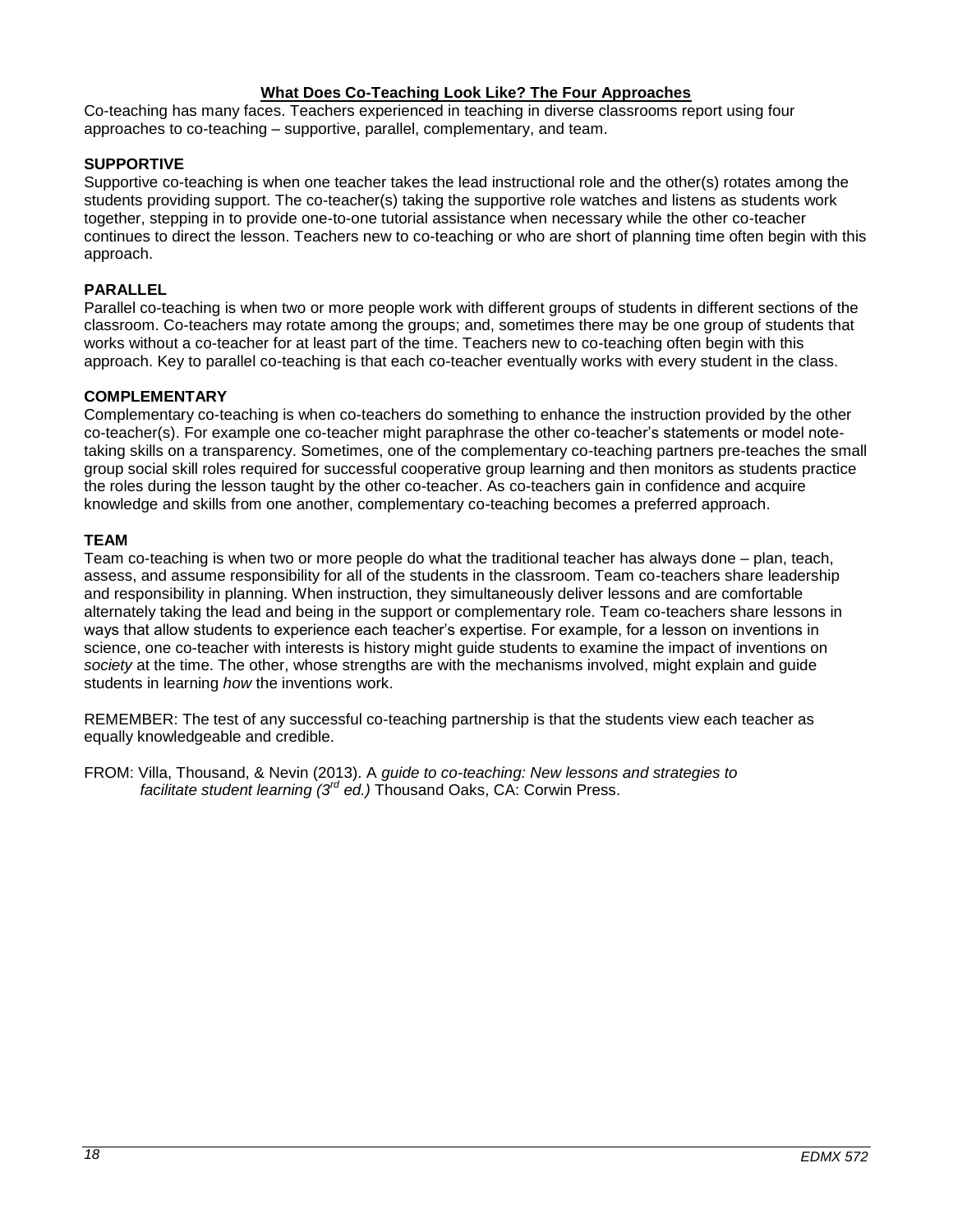## What Does Co-Teaching Look Like? The Four Approaches

Co-teaching has many faces. Teachers experienced in teaching in diverse classrooms report using four approaches to co-teaching – supportive, parallel, complementary, and team.

### SUPPORTIVE

Supportive co-teaching is when one teacher takes the lead instructional role and the other(s) rotates among the students providing support. The co-teacher(s) taking the supportive role watches and listens as students work together, stepping in to provide one-to-one tutorial assistance when necessary while the other co-teacher continues to direct the lesson. Teachers new to co-teaching or who are short of planning time often begin with this approach.

### PARALLEL

Parallel co-teaching is when two or more people work with different groups of students in different sections of the classroom. Co-teachers may rotate among the groups; and, sometimes there may be one group of students that works without a co-teacher for at least part of the time. Teachers new to co-teaching often begin with this approach. Key to parallel co-teaching is that each co-teacher eventually works with every student in the class.

### COMPLEMENTARY

Complementary co-teaching is when co-teachers do something to enhance the instruction provided by the other co-teacher(s). For example one co-teacher might paraphrase the other co-teacher's statements or model note-taking skills on a transparency. Sometimes, one of the complementary co-teaching partners pre-teaches the small group social skill roles required for successful cooperative group learning and then monitors as students practice the roles during the lesson taught by the other co-teacher. As co-teachers gain in confidence and acquire knowledge and skills from one another, complementary co-teaching becomes a preferred approach.

### TEAM

Team co-teaching is when two or more people do what the traditional teacher has always done – plan, teach, assess, and assume responsibility for all of the students in the classroom. Team co-teachers share leadership and responsibility in planning. When instruction, they simultaneously deliver lessons and are comfortable alternately taking the lead and being in the support or complementary role. Team co-teachers share lessons in ways that allow students to experience each teacher's expertise. For example, for a lesson on inventions in science, one co-teacher with interests is history might guide students to examine the impact of inventions on *society* at the time. The other, whose strengths are with the mechanisms involved, might explain and guide students in learning *how* the inventions work.

REMEMBER: The test of any successful co-teaching partnership is that the students view each teacher as equally knowledgeable and credible.

FROM: Villa, Thousand, & Nevin (2013). A *guide to co-teaching: New lessons and strategies to facilitate student learning (3rd ed.)* Thousand Oaks, CA: Corwin Press.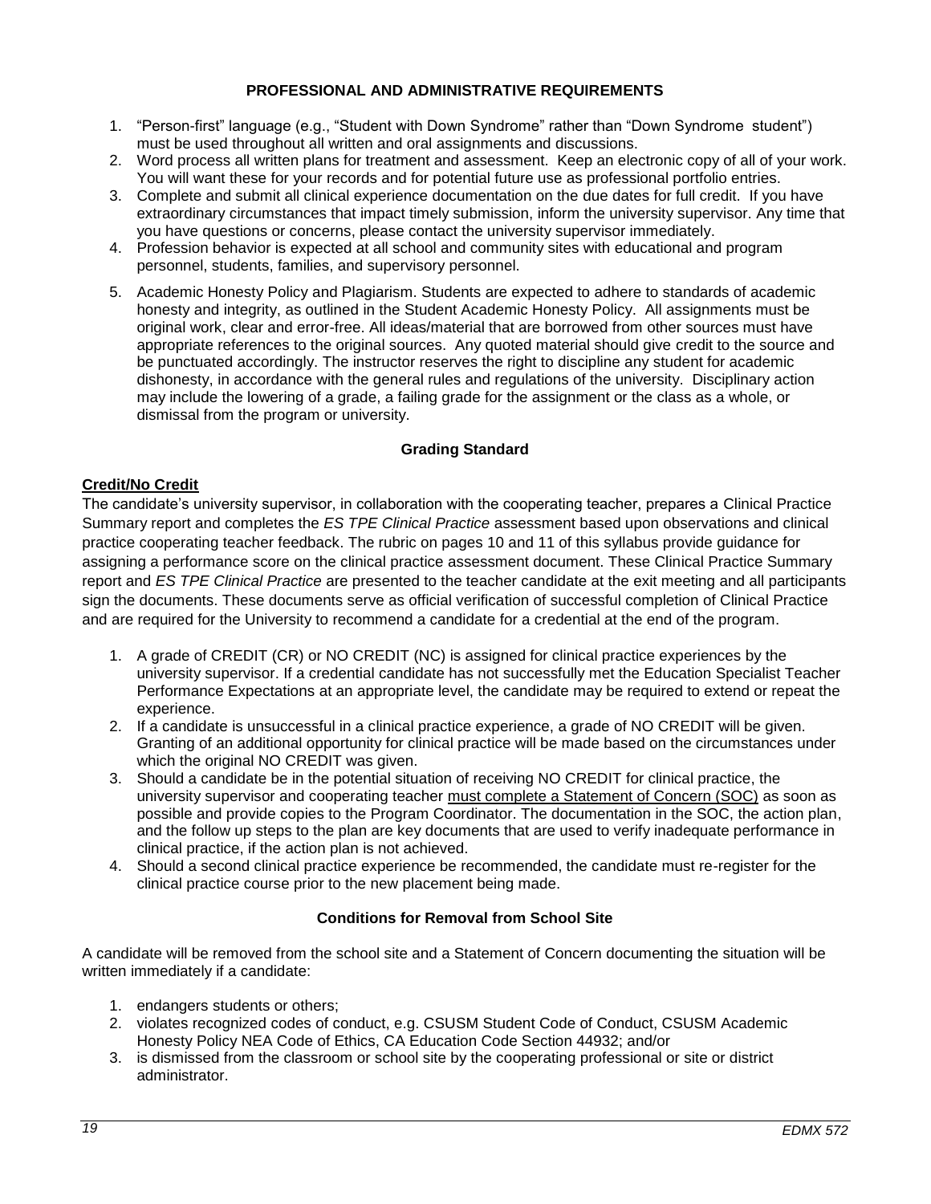## PROFESSIONAL AND ADMINISTRATIVE REQUIREMENTS

1. "Person-first" language (e.g., "Student with Down Syndrome" rather than "Down Syndrome student") must be used throughout all written and oral assignments and discussions.
2. Word process all written plans for treatment and assessment. Keep an electronic copy of all of your work. You will want these for your records and for potential future use as professional portfolio entries.
3. Complete and submit all clinical experience documentation on the due dates for full credit. If you have extraordinary circumstances that impact timely submission, inform the university supervisor. Any time that you have questions or concerns, please contact the university supervisor immediately.
4. Profession behavior is expected at all school and community sites with educational and program personnel, students, families, and supervisory personnel.
5. Academic Honesty Policy and Plagiarism. Students are expected to adhere to standards of academic honesty and integrity, as outlined in the Student Academic Honesty Policy. All assignments must be original work, clear and error-free. All ideas/material that are borrowed from other sources must have appropriate references to the original sources. Any quoted material should give credit to the source and be punctuated accordingly. The instructor reserves the right to discipline any student for academic dishonesty, in accordance with the general rules and regulations of the university. Disciplinary action may include the lowering of a grade, a failing grade for the assignment or the class as a whole, or dismissal from the program or university.

## Grading Standard

**Credit/No Credit**

The candidate's university supervisor, in collaboration with the cooperating teacher, prepares a Clinical Practice Summary report and completes the *ES TPE Clinical Practice* assessment based upon observations and clinical practice cooperating teacher feedback. The rubric on pages 10 and 11 of this syllabus provide guidance for assigning a performance score on the clinical practice assessment document. These Clinical Practice Summary report and *ES TPE Clinical Practice* are presented to the teacher candidate at the exit meeting and all participants sign the documents. These documents serve as official verification of successful completion of Clinical Practice and are required for the University to recommend a candidate for a credential at the end of the program.

1. A grade of CREDIT (CR) or NO CREDIT (NC) is assigned for clinical practice experiences by the university supervisor. If a credential candidate has not successfully met the Education Specialist Teacher Performance Expectations at an appropriate level, the candidate may be required to extend or repeat the experience.
2. If a candidate is unsuccessful in a clinical practice experience, a grade of NO CREDIT will be given. Granting of an additional opportunity for clinical practice will be made based on the circumstances under which the original NO CREDIT was given.
3. Should a candidate be in the potential situation of receiving NO CREDIT for clinical practice, the university supervisor and cooperating teacher must complete a Statement of Concern (SOC) as soon as possible and provide copies to the Program Coordinator. The documentation in the SOC, the action plan, and the follow up steps to the plan are key documents that are used to verify inadequate performance in clinical practice, if the action plan is not achieved.
4. Should a second clinical practice experience be recommended, the candidate must re-register for the clinical practice course prior to the new placement being made.

## Conditions for Removal from School Site

A candidate will be removed from the school site and a Statement of Concern documenting the situation will be written immediately if a candidate:

1. endangers students or others;
2. violates recognized codes of conduct, e.g. CSUSM Student Code of Conduct, CSUSM Academic Honesty Policy NEA Code of Ethics, CA Education Code Section 44932; and/or
3. is dismissed from the classroom or school site by the cooperating professional or site or district administrator.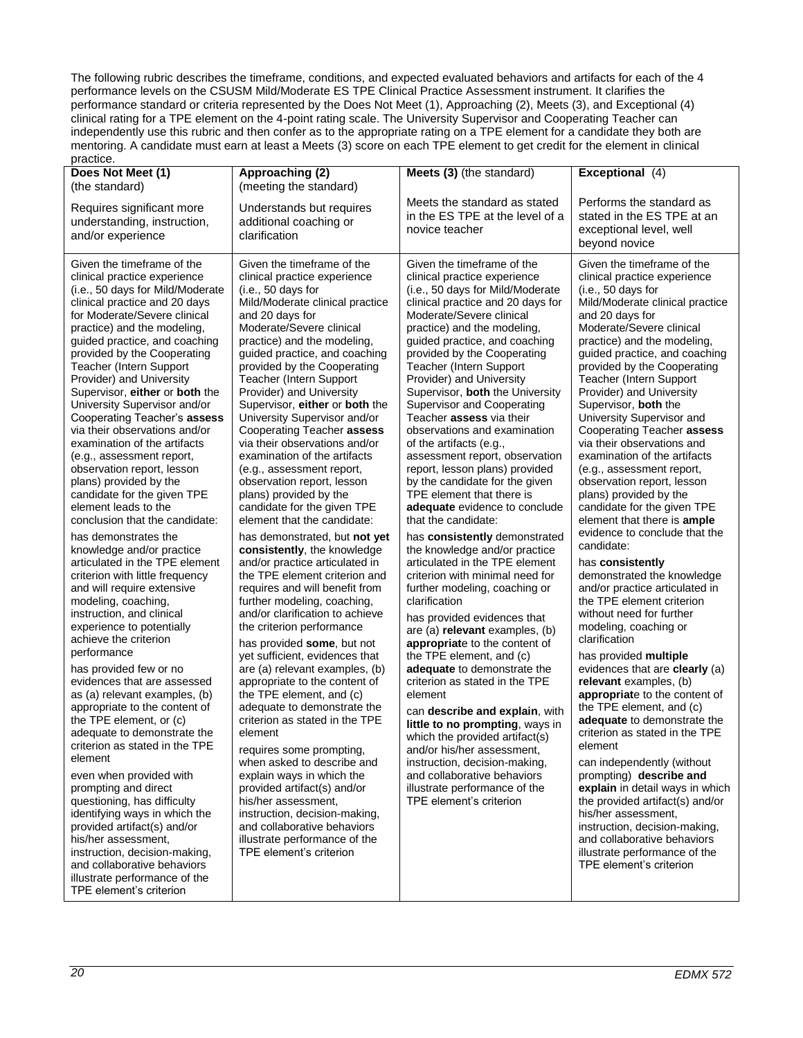The following rubric describes the timeframe, conditions, and expected evaluated behaviors and artifacts for each of the 4 performance levels on the CSUSM Mild/Moderate ES TPE Clinical Practice Assessment instrument. It clarifies the performance standard or criteria represented by the Does Not Meet (1), Approaching (2), Meets (3), and Exceptional (4) clinical rating for a TPE element on the 4-point rating scale. The University Supervisor and Cooperating Teacher can independently use this rubric and then confer as to the appropriate rating on a TPE element for a candidate they both are mentoring. A candidate must earn at least a Meets (3) score on each TPE element to get credit for the element in clinical practice.

| **Does Not Meet (1)** (the standard)<br><br>Requires significant more understanding, instruction, and/or experience | **Approaching (2)** (meeting the standard)<br><br>Understands but requires additional coaching or clarification | **Meets (3)** (the standard)<br><br>Meets the standard as stated in the ES TPE at the level of a novice teacher | **Exceptional** (4)<br><br>Performs the standard as stated in the ES TPE at an exceptional level, well beyond novice |
|---|---|---|---|
| Given the timeframe of the clinical practice experience (i.e., 50 days for Mild/Moderate clinical practice and 20 days for Moderate/Severe clinical practice) and the modeling, guided practice, and coaching provided by the Cooperating Teacher (Intern Support Provider) and University Supervisor, **either** or **both** the University Supervisor and/or Cooperating Teacher's **assess** via their observations and/or examination of the artifacts (e.g., assessment report, observation report, lesson plans) provided by the candidate for the given TPE element leads to the conclusion that the candidate:<br><br>has demonstrates the knowledge and/or practice articulated in the TPE element criterion with little frequency and will require extensive modeling, coaching, instruction, and clinical experience to potentially achieve the criterion performance<br><br>has provided few or no evidences that are assessed as (a) relevant examples, (b) appropriate to the content of the TPE element, or (c) adequate to demonstrate the criterion as stated in the TPE element<br><br>even when provided with prompting and direct questioning, has difficulty identifying ways in which the provided artifact(s) and/or his/her assessment, instruction, decision-making, and collaborative behaviors illustrate performance of the TPE element's criterion | Given the timeframe of the clinical practice experience (i.e., 50 days for Mild/Moderate clinical practice and 20 days for Moderate/Severe clinical practice) and the modeling, guided practice, and coaching provided by the Cooperating Teacher (Intern Support Provider) and University Supervisor, **either** or **both** the University Supervisor and/or Cooperating Teacher **assess** via their observations and/or examination of the artifacts (e.g., assessment report, observation report, lesson plans) provided by the candidate for the given TPE element that the candidate:<br><br>has demonstrated, but **not yet consistently**, the knowledge and/or practice articulated in the TPE element criterion and requires and will benefit from further modeling, coaching, and/or clarification to achieve the criterion performance<br><br>has provided **some**, but not yet sufficient, evidences that are (a) relevant examples, (b) appropriate to the content of the TPE element, and (c) adequate to demonstrate the criterion as stated in the TPE element<br><br>requires some prompting, when asked to describe and explain ways in which the provided artifact(s) and/or his/her assessment, instruction, decision-making, and collaborative behaviors illustrate performance of the TPE element's criterion | Given the timeframe of the clinical practice experience (i.e., 50 days for Mild/Moderate clinical practice and 20 days for Moderate/Severe clinical practice) and the modeling, guided practice, and coaching provided by the Cooperating Teacher (Intern Support Provider) and University Supervisor, **both** the University Supervisor and Cooperating Teacher **assess** via their observations and examination of the artifacts (e.g., assessment report, observation report, lesson plans) provided by the candidate for the given TPE element that there is **adequate** evidence to conclude that the candidate:<br><br>has **consistently** demonstrated the knowledge and/or practice articulated in the TPE element criterion with minimal need for further modeling, coaching or clarification<br><br>has provided evidences that are (a) **relevant** examples, (b) **appropriat**e to the content of the TPE element, and (c) **adequate** to demonstrate the criterion as stated in the TPE element<br><br>can **describe and explain**, with **little to no prompting**, ways in which the provided artifact(s) and/or his/her assessment, instruction, decision-making, and collaborative behaviors illustrate performance of the TPE element's criterion | Given the timeframe of the clinical practice experience (i.e., 50 days for Mild/Moderate clinical practice and 20 days for Moderate/Severe clinical practice) and the modeling, guided practice, and coaching provided by the Cooperating Teacher (Intern Support Provider) and University Supervisor, **both** the University Supervisor and Cooperating Teacher **assess** via their observations and examination of the artifacts (e.g., assessment report, observation report, lesson plans) provided by the candidate for the given TPE element that there is **ample** evidence to conclude that the candidate:<br><br>has **consistently** demonstrated the knowledge and/or practice articulated in the TPE element criterion without need for further modeling, coaching or clarification<br><br>has provided **multiple** evidences that are **clearly** (a) **relevant** examples, (b) **appropriat**e to the content of the TPE element, and (c) **adequate** to demonstrate the criterion as stated in the TPE element<br><br>can independently (without prompting) **describe and explain** in detail ways in which the provided artifact(s) and/or his/her assessment, instruction, decision-making, and collaborative behaviors illustrate performance of the TPE element's criterion |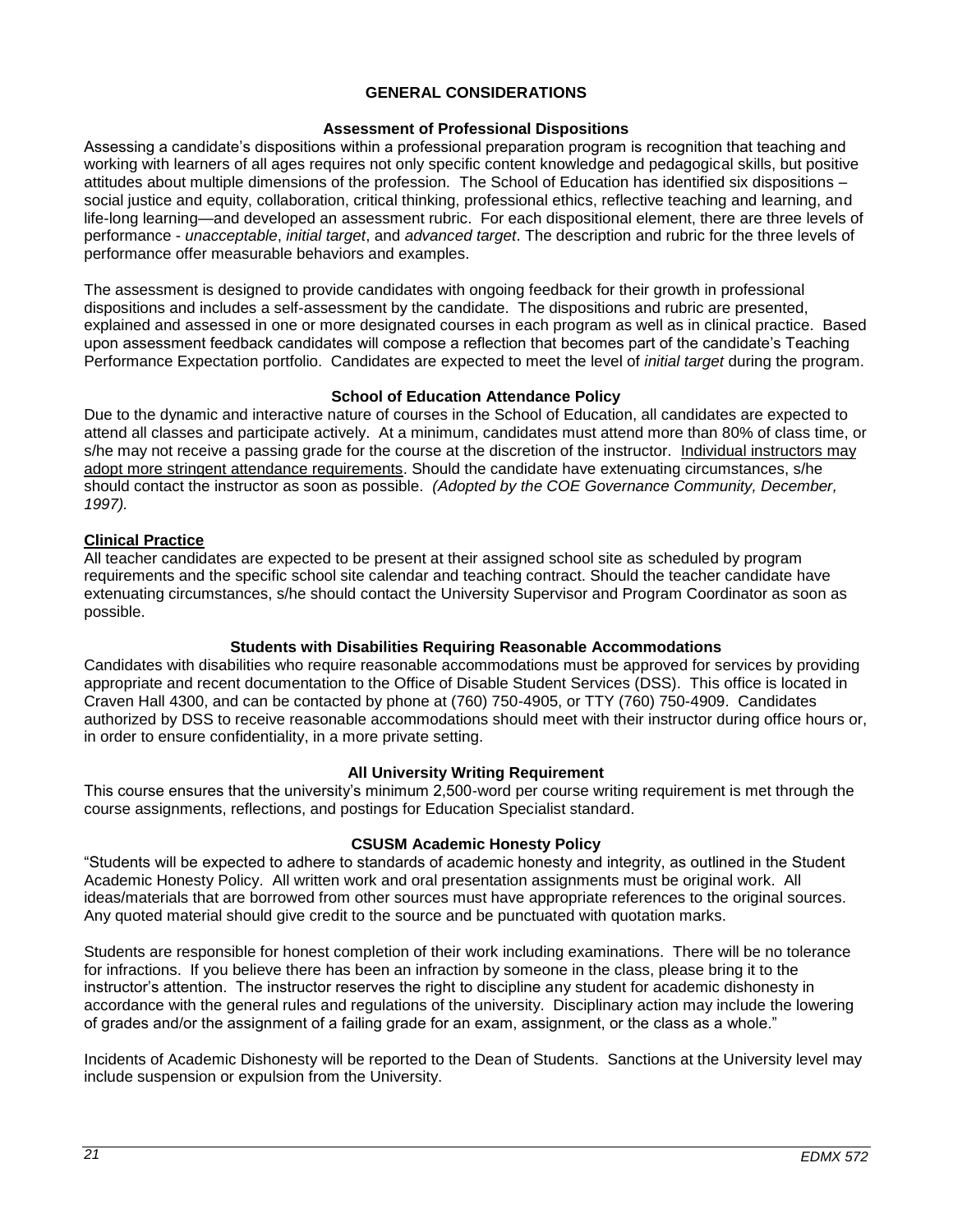# GENERAL CONSIDERATIONS

### Assessment of Professional Dispositions

Assessing a candidate's dispositions within a professional preparation program is recognition that teaching and working with learners of all ages requires not only specific content knowledge and pedagogical skills, but positive attitudes about multiple dimensions of the profession. The School of Education has identified six dispositions – social justice and equity, collaboration, critical thinking, professional ethics, reflective teaching and learning, and life-long learning—and developed an assessment rubric. For each dispositional element, there are three levels of performance - *unacceptable*, *initial target*, and *advanced target*. The description and rubric for the three levels of performance offer measurable behaviors and examples.

The assessment is designed to provide candidates with ongoing feedback for their growth in professional dispositions and includes a self-assessment by the candidate. The dispositions and rubric are presented, explained and assessed in one or more designated courses in each program as well as in clinical practice. Based upon assessment feedback candidates will compose a reflection that becomes part of the candidate's Teaching Performance Expectation portfolio. Candidates are expected to meet the level of *initial target* during the program.

### School of Education Attendance Policy

Due to the dynamic and interactive nature of courses in the School of Education, all candidates are expected to attend all classes and participate actively. At a minimum, candidates must attend more than 80% of class time, or s/he may not receive a passing grade for the course at the discretion of the instructor. Individual instructors may adopt more stringent attendance requirements. Should the candidate have extenuating circumstances, s/he should contact the instructor as soon as possible. *(Adopted by the COE Governance Community, December, 1997).*

**Clinical Practice**

All teacher candidates are expected to be present at their assigned school site as scheduled by program requirements and the specific school site calendar and teaching contract. Should the teacher candidate have extenuating circumstances, s/he should contact the University Supervisor and Program Coordinator as soon as possible.

### Students with Disabilities Requiring Reasonable Accommodations

Candidates with disabilities who require reasonable accommodations must be approved for services by providing appropriate and recent documentation to the Office of Disable Student Services (DSS). This office is located in Craven Hall 4300, and can be contacted by phone at (760) 750-4905, or TTY (760) 750-4909. Candidates authorized by DSS to receive reasonable accommodations should meet with their instructor during office hours or, in order to ensure confidentiality, in a more private setting.

### All University Writing Requirement

This course ensures that the university's minimum 2,500-word per course writing requirement is met through the course assignments, reflections, and postings for Education Specialist standard.

### CSUSM Academic Honesty Policy

"Students will be expected to adhere to standards of academic honesty and integrity, as outlined in the Student Academic Honesty Policy. All written work and oral presentation assignments must be original work. All ideas/materials that are borrowed from other sources must have appropriate references to the original sources. Any quoted material should give credit to the source and be punctuated with quotation marks.

Students are responsible for honest completion of their work including examinations. There will be no tolerance for infractions. If you believe there has been an infraction by someone in the class, please bring it to the instructor's attention. The instructor reserves the right to discipline any student for academic dishonesty in accordance with the general rules and regulations of the university. Disciplinary action may include the lowering of grades and/or the assignment of a failing grade for an exam, assignment, or the class as a whole."

Incidents of Academic Dishonesty will be reported to the Dean of Students. Sanctions at the University level may include suspension or expulsion from the University.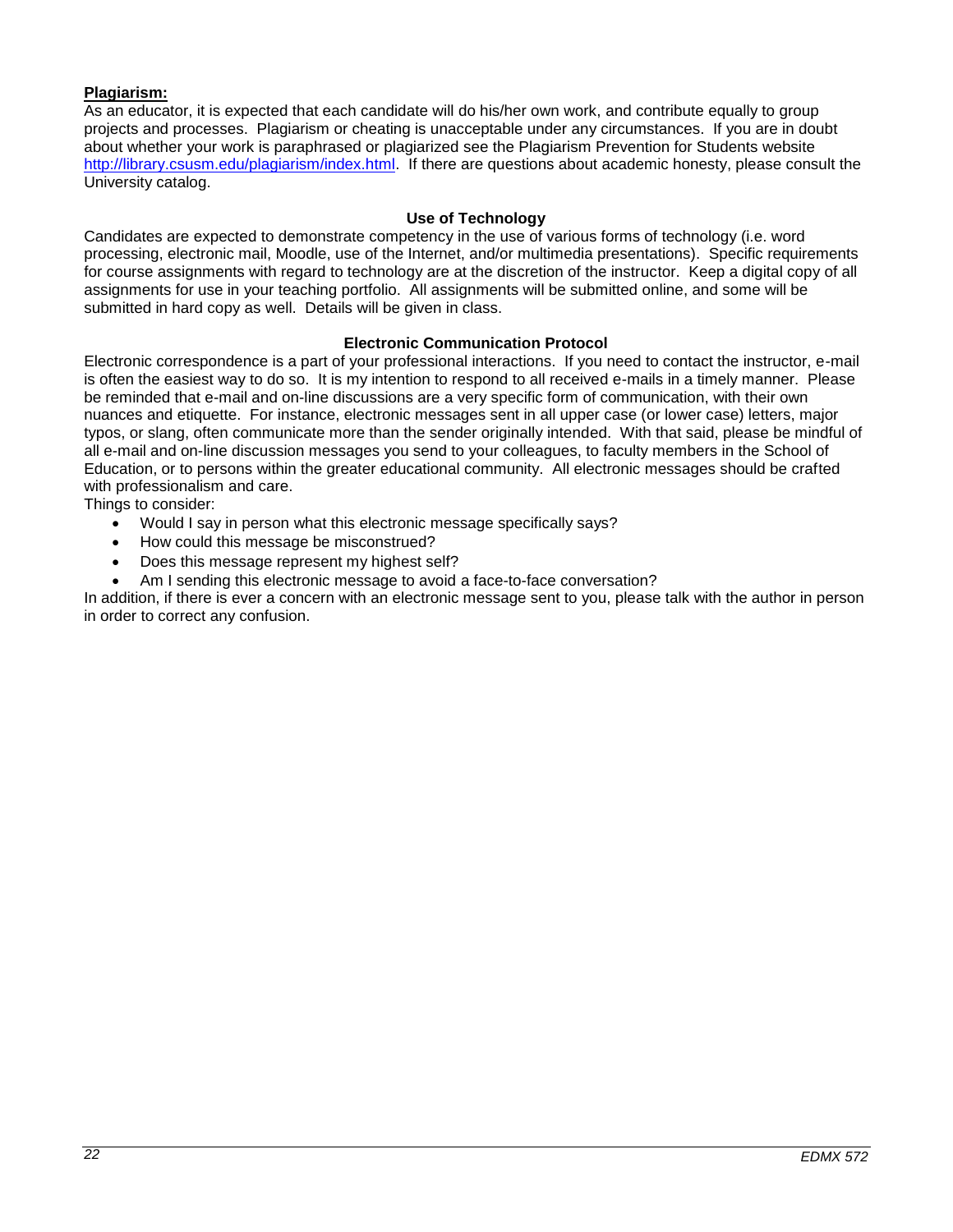**Plagiarism:**

As an educator, it is expected that each candidate will do his/her own work, and contribute equally to group projects and processes. Plagiarism or cheating is unacceptable under any circumstances. If you are in doubt about whether your work is paraphrased or plagiarized see the Plagiarism Prevention for Students website http://library.csusm.edu/plagiarism/index.html. If there are questions about academic honesty, please consult the University catalog.

### Use of Technology

Candidates are expected to demonstrate competency in the use of various forms of technology (i.e. word processing, electronic mail, Moodle, use of the Internet, and/or multimedia presentations). Specific requirements for course assignments with regard to technology are at the discretion of the instructor. Keep a digital copy of all assignments for use in your teaching portfolio. All assignments will be submitted online, and some will be submitted in hard copy as well. Details will be given in class.

### Electronic Communication Protocol

Electronic correspondence is a part of your professional interactions. If you need to contact the instructor, e-mail is often the easiest way to do so. It is my intention to respond to all received e-mails in a timely manner. Please be reminded that e-mail and on-line discussions are a very specific form of communication, with their own nuances and etiquette. For instance, electronic messages sent in all upper case (or lower case) letters, major typos, or slang, often communicate more than the sender originally intended. With that said, please be mindful of all e-mail and on-line discussion messages you send to your colleagues, to faculty members in the School of Education, or to persons within the greater educational community. All electronic messages should be crafted with professionalism and care.

Things to consider:

- Would I say in person what this electronic message specifically says?
- How could this message be misconstrued?
- Does this message represent my highest self?
- Am I sending this electronic message to avoid a face-to-face conversation?

In addition, if there is ever a concern with an electronic message sent to you, please talk with the author in person in order to correct any confusion.